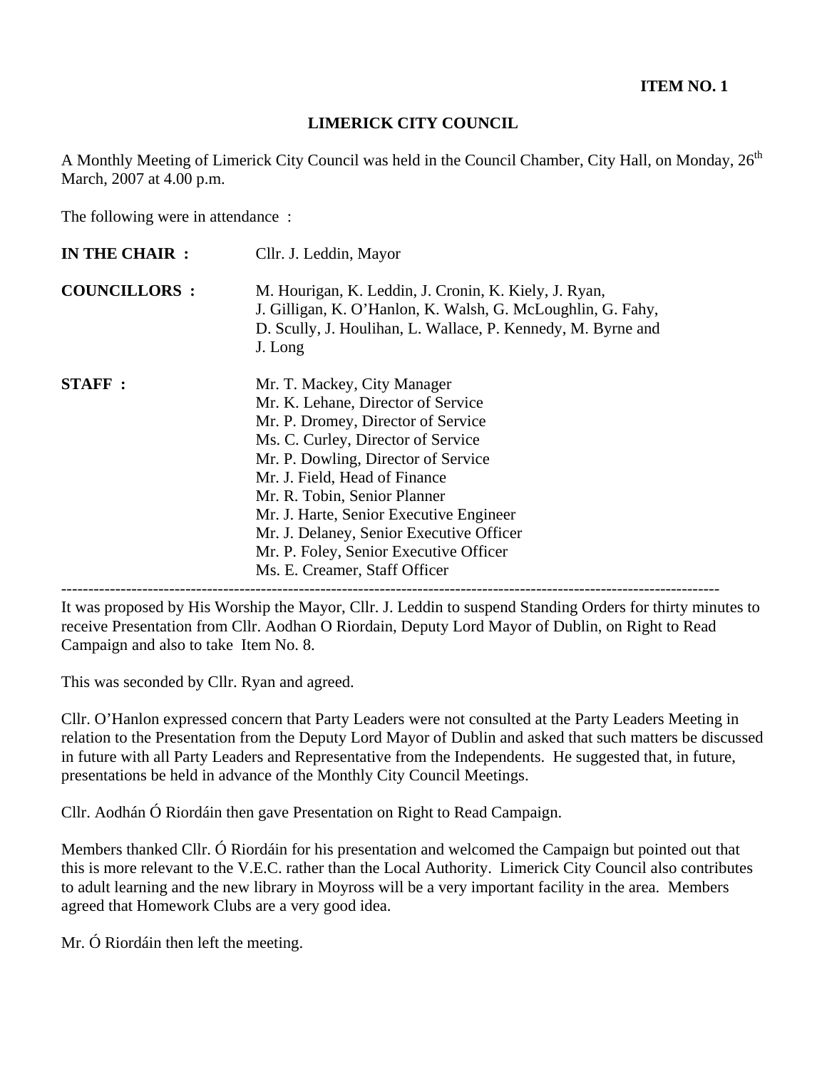**ITEM NO. 1**

# LIMERICK CITY COUNCIL

A Monthly Meeting of Limerick City Council was held in the Council Chamber, City Hall, on Monday, 26th March, 2007 at 4.00 p.m.

The following were in attendance :

| | |
|---|---|
| **IN THE CHAIR :** | Cllr. J. Leddin, Mayor |
| **COUNCILLORS :** | M. Hourigan, K. Leddin, J. Cronin, K. Kiely, J. Ryan, J. Gilligan, K. O'Hanlon, K. Walsh, G. McLoughlin, G. Fahy, D. Scully, J. Houlihan, L. Wallace, P. Kennedy, M. Byrne and J. Long |
| **STAFF :** | Mr. T. Mackey, City Manager<br>Mr. K. Lehane, Director of Service<br>Mr. P. Dromey, Director of Service<br>Ms. C. Curley, Director of Service<br>Mr. P. Dowling, Director of Service<br>Mr. J. Field, Head of Finance<br>Mr. R. Tobin, Senior Planner<br>Mr. J. Harte, Senior Executive Engineer<br>Mr. J. Delaney, Senior Executive Officer<br>Mr. P. Foley, Senior Executive Officer<br>Ms. E. Creamer, Staff Officer |

---

It was proposed by His Worship the Mayor, Cllr. J. Leddin to suspend Standing Orders for thirty minutes to receive Presentation from Cllr. Aodhan O Riordain, Deputy Lord Mayor of Dublin, on Right to Read Campaign and also to take Item No. 8.

This was seconded by Cllr. Ryan and agreed.

Cllr. O'Hanlon expressed concern that Party Leaders were not consulted at the Party Leaders Meeting in relation to the Presentation from the Deputy Lord Mayor of Dublin and asked that such matters be discussed in future with all Party Leaders and Representative from the Independents. He suggested that, in future, presentations be held in advance of the Monthly City Council Meetings.

Cllr. Aodhán Ó Riordáin then gave Presentation on Right to Read Campaign.

Members thanked Cllr. Ó Riordáin for his presentation and welcomed the Campaign but pointed out that this is more relevant to the V.E.C. rather than the Local Authority. Limerick City Council also contributes to adult learning and the new library in Moyross will be a very important facility in the area. Members agreed that Homework Clubs are a very good idea.

Mr. Ó Riordáin then left the meeting.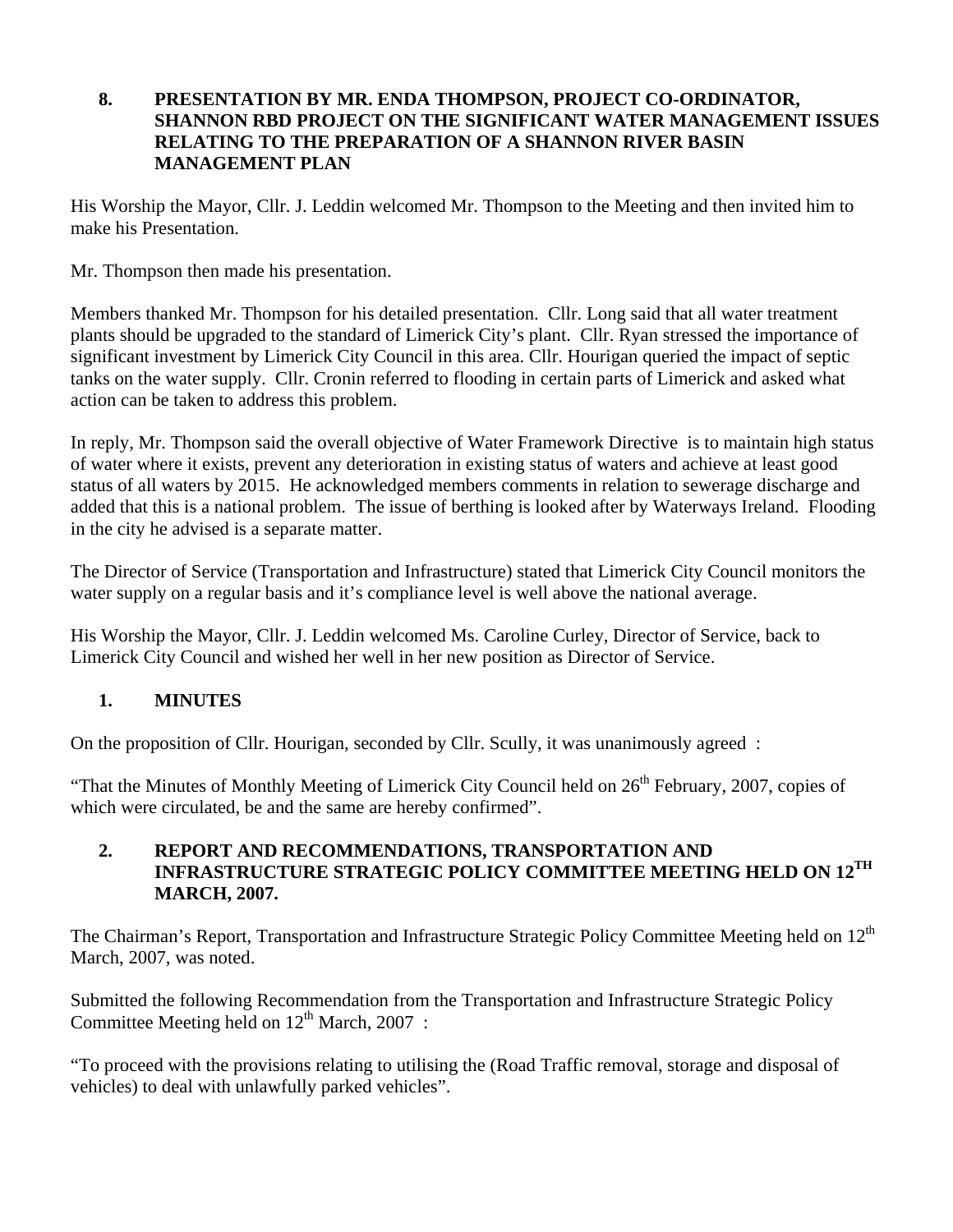## 8. PRESENTATION BY MR. ENDA THOMPSON, PROJECT CO-ORDINATOR, SHANNON RBD PROJECT ON THE SIGNIFICANT WATER MANAGEMENT ISSUES RELATING TO THE PREPARATION OF A SHANNON RIVER BASIN MANAGEMENT PLAN

His Worship the Mayor, Cllr. J. Leddin welcomed Mr. Thompson to the Meeting and then invited him to make his Presentation.

Mr. Thompson then made his presentation.

Members thanked Mr. Thompson for his detailed presentation. Cllr. Long said that all water treatment plants should be upgraded to the standard of Limerick City's plant. Cllr. Ryan stressed the importance of significant investment by Limerick City Council in this area. Cllr. Hourigan queried the impact of septic tanks on the water supply. Cllr. Cronin referred to flooding in certain parts of Limerick and asked what action can be taken to address this problem.

In reply, Mr. Thompson said the overall objective of Water Framework Directive is to maintain high status of water where it exists, prevent any deterioration in existing status of waters and achieve at least good status of all waters by 2015. He acknowledged members comments in relation to sewerage discharge and added that this is a national problem. The issue of berthing is looked after by Waterways Ireland. Flooding in the city he advised is a separate matter.

The Director of Service (Transportation and Infrastructure) stated that Limerick City Council monitors the water supply on a regular basis and it's compliance level is well above the national average.

His Worship the Mayor, Cllr. J. Leddin welcomed Ms. Caroline Curley, Director of Service, back to Limerick City Council and wished her well in her new position as Director of Service.

## 1. MINUTES

On the proposition of Cllr. Hourigan, seconded by Cllr. Scully, it was unanimously agreed :

"That the Minutes of Monthly Meeting of Limerick City Council held on 26th February, 2007, copies of which were circulated, be and the same are hereby confirmed".

## 2. REPORT AND RECOMMENDATIONS, TRANSPORTATION AND INFRASTRUCTURE STRATEGIC POLICY COMMITTEE MEETING HELD ON 12TH MARCH, 2007.

The Chairman's Report, Transportation and Infrastructure Strategic Policy Committee Meeting held on 12th March, 2007, was noted.

Submitted the following Recommendation from the Transportation and Infrastructure Strategic Policy Committee Meeting held on 12th March, 2007 :

"To proceed with the provisions relating to utilising the (Road Traffic removal, storage and disposal of vehicles) to deal with unlawfully parked vehicles".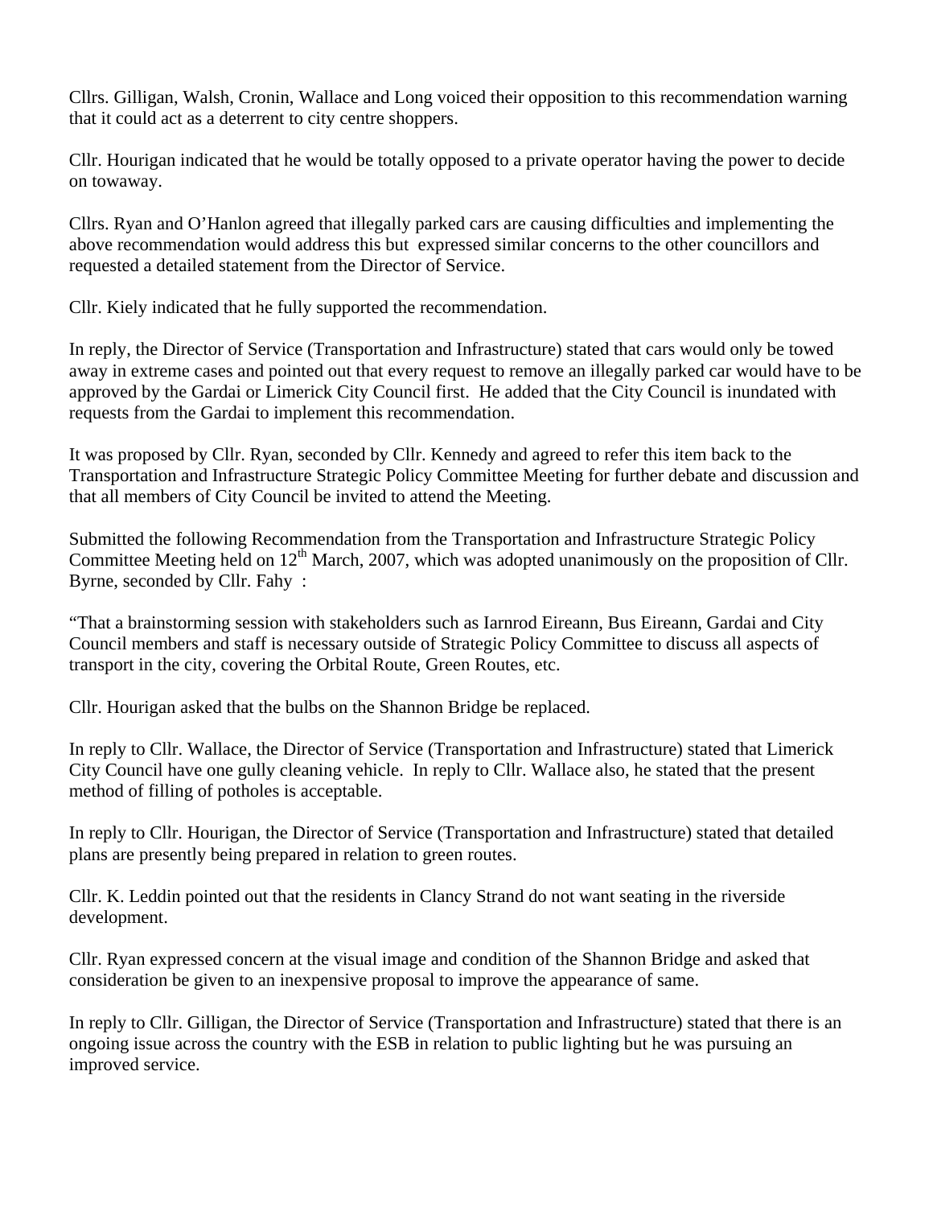Cllrs. Gilligan, Walsh, Cronin, Wallace and Long voiced their opposition to this recommendation warning that it could act as a deterrent to city centre shoppers.

Cllr. Hourigan indicated that he would be totally opposed to a private operator having the power to decide on towaway.

Cllrs. Ryan and O'Hanlon agreed that illegally parked cars are causing difficulties and implementing the above recommendation would address this but expressed similar concerns to the other councillors and requested a detailed statement from the Director of Service.

Cllr. Kiely indicated that he fully supported the recommendation.

In reply, the Director of Service (Transportation and Infrastructure) stated that cars would only be towed away in extreme cases and pointed out that every request to remove an illegally parked car would have to be approved by the Gardai or Limerick City Council first. He added that the City Council is inundated with requests from the Gardai to implement this recommendation.

It was proposed by Cllr. Ryan, seconded by Cllr. Kennedy and agreed to refer this item back to the Transportation and Infrastructure Strategic Policy Committee Meeting for further debate and discussion and that all members of City Council be invited to attend the Meeting.

Submitted the following Recommendation from the Transportation and Infrastructure Strategic Policy Committee Meeting held on 12th March, 2007, which was adopted unanimously on the proposition of Cllr. Byrne, seconded by Cllr. Fahy :

"That a brainstorming session with stakeholders such as Iarnrod Eireann, Bus Eireann, Gardai and City Council members and staff is necessary outside of Strategic Policy Committee to discuss all aspects of transport in the city, covering the Orbital Route, Green Routes, etc.

Cllr. Hourigan asked that the bulbs on the Shannon Bridge be replaced.

In reply to Cllr. Wallace, the Director of Service (Transportation and Infrastructure) stated that Limerick City Council have one gully cleaning vehicle. In reply to Cllr. Wallace also, he stated that the present method of filling of potholes is acceptable.

In reply to Cllr. Hourigan, the Director of Service (Transportation and Infrastructure) stated that detailed plans are presently being prepared in relation to green routes.

Cllr. K. Leddin pointed out that the residents in Clancy Strand do not want seating in the riverside development.

Cllr. Ryan expressed concern at the visual image and condition of the Shannon Bridge and asked that consideration be given to an inexpensive proposal to improve the appearance of same.

In reply to Cllr. Gilligan, the Director of Service (Transportation and Infrastructure) stated that there is an ongoing issue across the country with the ESB in relation to public lighting but he was pursuing an improved service.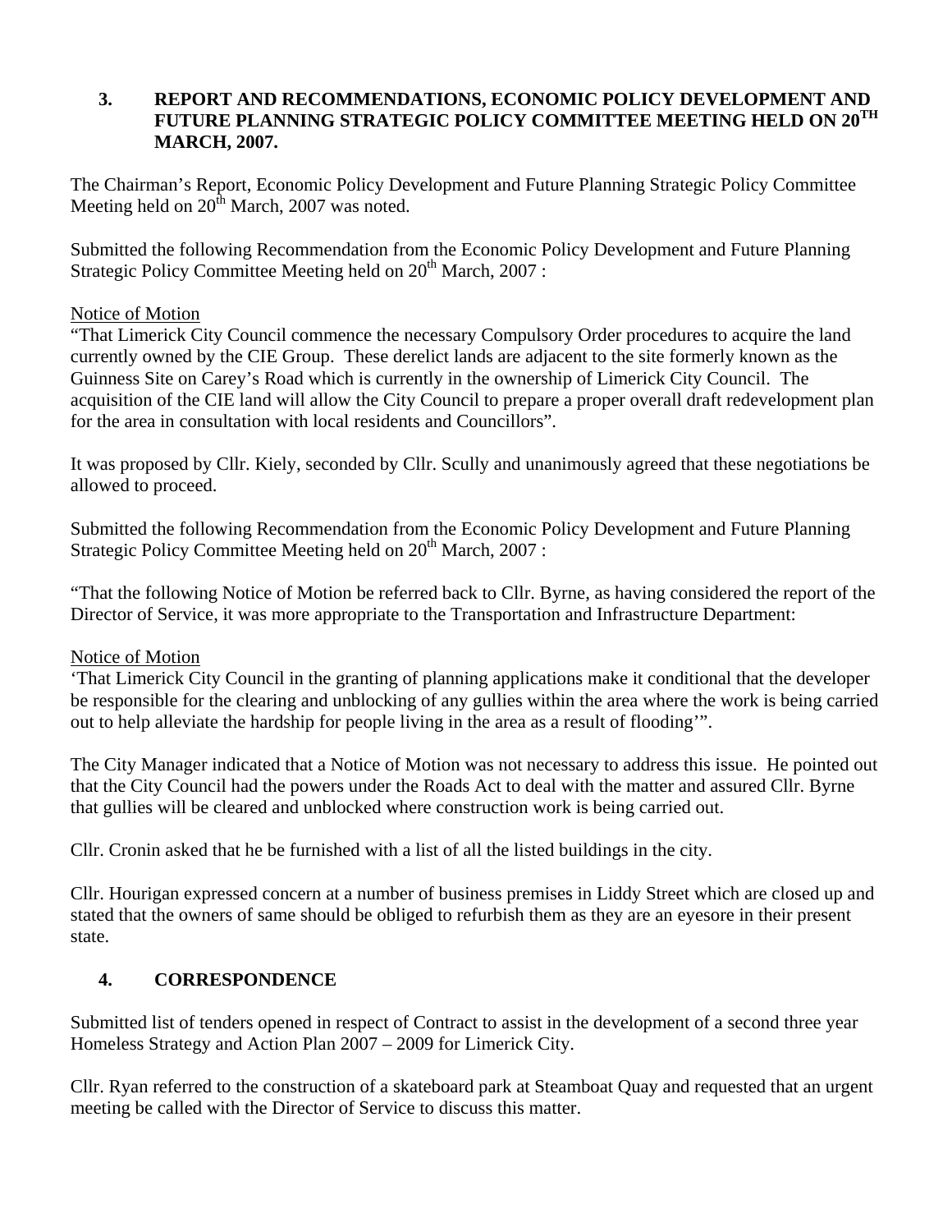### 3. REPORT AND RECOMMENDATIONS, ECONOMIC POLICY DEVELOPMENT AND FUTURE PLANNING STRATEGIC POLICY COMMITTEE MEETING HELD ON 20TH MARCH, 2007.

The Chairman's Report, Economic Policy Development and Future Planning Strategic Policy Committee Meeting held on 20th March, 2007 was noted.

Submitted the following Recommendation from the Economic Policy Development and Future Planning Strategic Policy Committee Meeting held on 20th March, 2007 :

Notice of Motion
"That Limerick City Council commence the necessary Compulsory Order procedures to acquire the land currently owned by the CIE Group. These derelict lands are adjacent to the site formerly known as the Guinness Site on Carey's Road which is currently in the ownership of Limerick City Council. The acquisition of the CIE land will allow the City Council to prepare a proper overall draft redevelopment plan for the area in consultation with local residents and Councillors".

It was proposed by Cllr. Kiely, seconded by Cllr. Scully and unanimously agreed that these negotiations be allowed to proceed.

Submitted the following Recommendation from the Economic Policy Development and Future Planning Strategic Policy Committee Meeting held on 20th March, 2007 :

"That the following Notice of Motion be referred back to Cllr. Byrne, as having considered the report of the Director of Service, it was more appropriate to the Transportation and Infrastructure Department:

Notice of Motion
'That Limerick City Council in the granting of planning applications make it conditional that the developer be responsible for the clearing and unblocking of any gullies within the area where the work is being carried out to help alleviate the hardship for people living in the area as a result of flooding'".

The City Manager indicated that a Notice of Motion was not necessary to address this issue. He pointed out that the City Council had the powers under the Roads Act to deal with the matter and assured Cllr. Byrne that gullies will be cleared and unblocked where construction work is being carried out.

Cllr. Cronin asked that he be furnished with a list of all the listed buildings in the city.

Cllr. Hourigan expressed concern at a number of business premises in Liddy Street which are closed up and stated that the owners of same should be obliged to refurbish them as they are an eyesore in their present state.

### 4. CORRESPONDENCE

Submitted list of tenders opened in respect of Contract to assist in the development of a second three year Homeless Strategy and Action Plan 2007 – 2009 for Limerick City.

Cllr. Ryan referred to the construction of a skateboard park at Steamboat Quay and requested that an urgent meeting be called with the Director of Service to discuss this matter.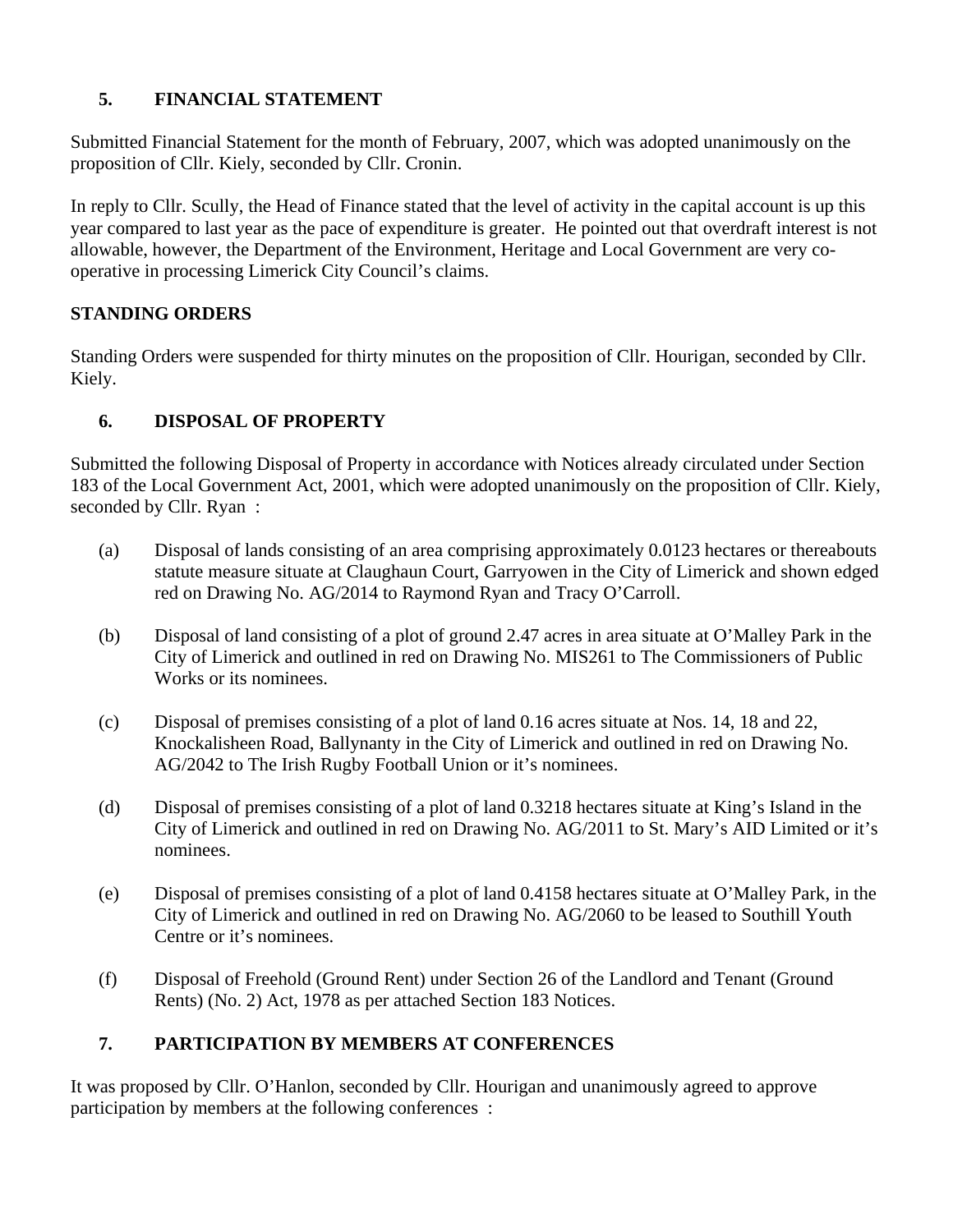## 5. FINANCIAL STATEMENT

Submitted Financial Statement for the month of February, 2007, which was adopted unanimously on the proposition of Cllr. Kiely, seconded by Cllr. Cronin.

In reply to Cllr. Scully, the Head of Finance stated that the level of activity in the capital account is up this year compared to last year as the pace of expenditure is greater. He pointed out that overdraft interest is not allowable, however, the Department of the Environment, Heritage and Local Government are very co-operative in processing Limerick City Council's claims.

## STANDING ORDERS

Standing Orders were suspended for thirty minutes on the proposition of Cllr. Hourigan, seconded by Cllr. Kiely.

## 6. DISPOSAL OF PROPERTY

Submitted the following Disposal of Property in accordance with Notices already circulated under Section 183 of the Local Government Act, 2001, which were adopted unanimously on the proposition of Cllr. Kiely, seconded by Cllr. Ryan :

(a) Disposal of lands consisting of an area comprising approximately 0.0123 hectares or thereabouts statute measure situate at Claughaun Court, Garryowen in the City of Limerick and shown edged red on Drawing No. AG/2014 to Raymond Ryan and Tracy O'Carroll.

(b) Disposal of land consisting of a plot of ground 2.47 acres in area situate at O'Malley Park in the City of Limerick and outlined in red on Drawing No. MIS261 to The Commissioners of Public Works or its nominees.

(c) Disposal of premises consisting of a plot of land 0.16 acres situate at Nos. 14, 18 and 22, Knockalisheen Road, Ballynanty in the City of Limerick and outlined in red on Drawing No. AG/2042 to The Irish Rugby Football Union or it's nominees.

(d) Disposal of premises consisting of a plot of land 0.3218 hectares situate at King's Island in the City of Limerick and outlined in red on Drawing No. AG/2011 to St. Mary's AID Limited or it's nominees.

(e) Disposal of premises consisting of a plot of land 0.4158 hectares situate at O'Malley Park, in the City of Limerick and outlined in red on Drawing No. AG/2060 to be leased to Southill Youth Centre or it's nominees.

(f) Disposal of Freehold (Ground Rent) under Section 26 of the Landlord and Tenant (Ground Rents) (No. 2) Act, 1978 as per attached Section 183 Notices.

## 7. PARTICIPATION BY MEMBERS AT CONFERENCES

It was proposed by Cllr. O'Hanlon, seconded by Cllr. Hourigan and unanimously agreed to approve participation by members at the following conferences :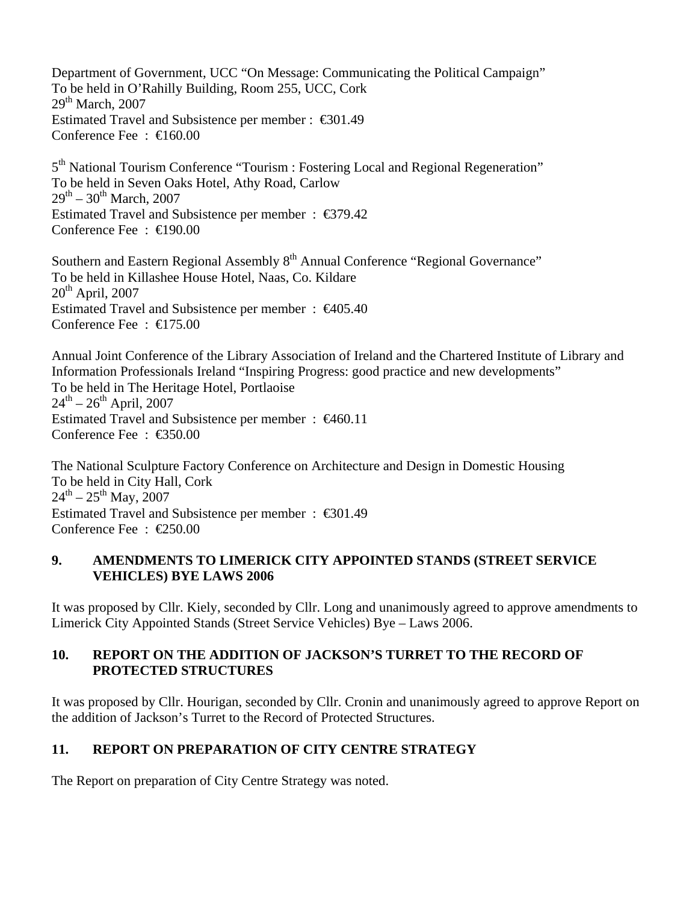Department of Government, UCC "On Message: Communicating the Political Campaign"
To be held in O'Rahilly Building, Room 255, UCC, Cork
29th March, 2007
Estimated Travel and Subsistence per member : €301.49
Conference Fee : €160.00

5th National Tourism Conference "Tourism : Fostering Local and Regional Regeneration"
To be held in Seven Oaks Hotel, Athy Road, Carlow
29th – 30th March, 2007
Estimated Travel and Subsistence per member : €379.42
Conference Fee : €190.00

Southern and Eastern Regional Assembly 8th Annual Conference "Regional Governance"
To be held in Killashee House Hotel, Naas, Co. Kildare
20th April, 2007
Estimated Travel and Subsistence per member : €405.40
Conference Fee : €175.00

Annual Joint Conference of the Library Association of Ireland and the Chartered Institute of Library and Information Professionals Ireland "Inspiring Progress: good practice and new developments"
To be held in The Heritage Hotel, Portlaoise
24th – 26th April, 2007
Estimated Travel and Subsistence per member : €460.11
Conference Fee : €350.00

The National Sculpture Factory Conference on Architecture and Design in Domestic Housing
To be held in City Hall, Cork
24th – 25th May, 2007
Estimated Travel and Subsistence per member : €301.49
Conference Fee : €250.00

## 9. AMENDMENTS TO LIMERICK CITY APPOINTED STANDS (STREET SERVICE VEHICLES) BYE LAWS 2006

It was proposed by Cllr. Kiely, seconded by Cllr. Long and unanimously agreed to approve amendments to Limerick City Appointed Stands (Street Service Vehicles) Bye – Laws 2006.

## 10. REPORT ON THE ADDITION OF JACKSON'S TURRET TO THE RECORD OF PROTECTED STRUCTURES

It was proposed by Cllr. Hourigan, seconded by Cllr. Cronin and unanimously agreed to approve Report on the addition of Jackson's Turret to the Record of Protected Structures.

## 11. REPORT ON PREPARATION OF CITY CENTRE STRATEGY

The Report on preparation of City Centre Strategy was noted.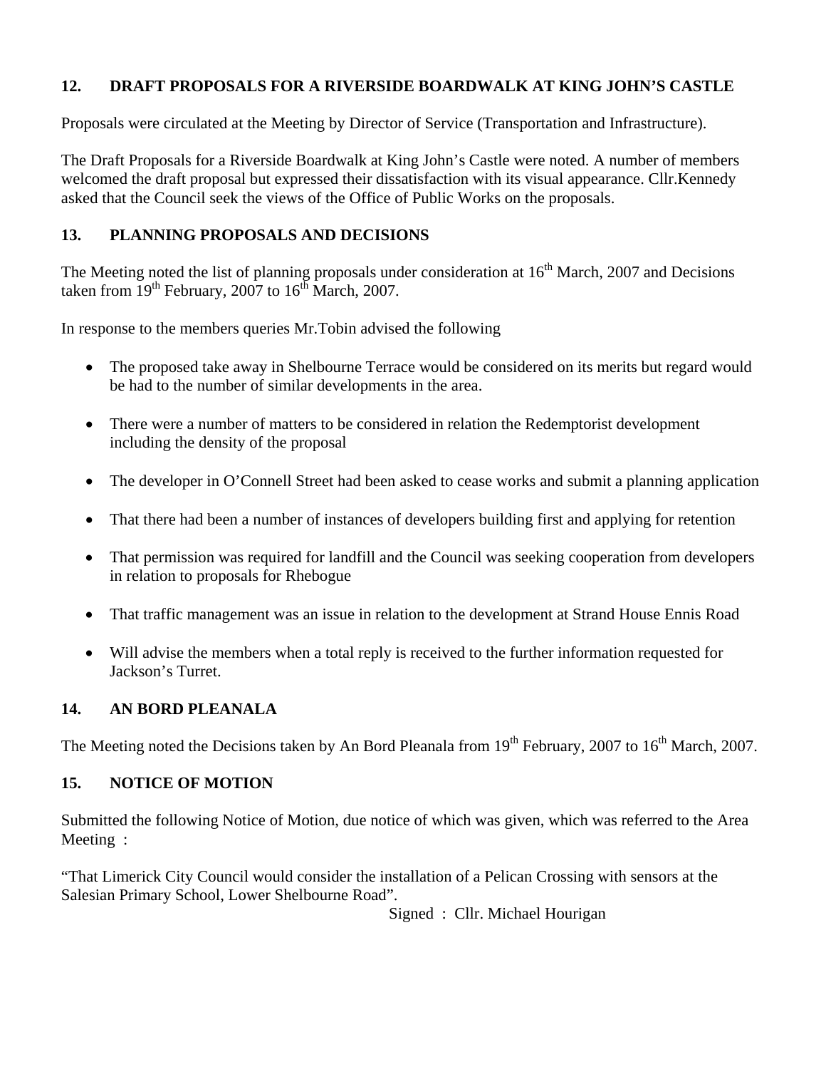## 12. DRAFT PROPOSALS FOR A RIVERSIDE BOARDWALK AT KING JOHN'S CASTLE

Proposals were circulated at the Meeting by Director of Service (Transportation and Infrastructure).

The Draft Proposals for a Riverside Boardwalk at King John's Castle were noted. A number of members welcomed the draft proposal but expressed their dissatisfaction with its visual appearance. Cllr.Kennedy asked that the Council seek the views of the Office of Public Works on the proposals.

## 13. PLANNING PROPOSALS AND DECISIONS

The Meeting noted the list of planning proposals under consideration at 16th March, 2007 and Decisions taken from 19th February, 2007 to 16th March, 2007.

In response to the members queries Mr.Tobin advised the following

- The proposed take away in Shelbourne Terrace would be considered on its merits but regard would be had to the number of similar developments in the area.
- There were a number of matters to be considered in relation the Redemptorist development including the density of the proposal
- The developer in O'Connell Street had been asked to cease works and submit a planning application
- That there had been a number of instances of developers building first and applying for retention
- That permission was required for landfill and the Council was seeking cooperation from developers in relation to proposals for Rhebogue
- That traffic management was an issue in relation to the development at Strand House Ennis Road
- Will advise the members when a total reply is received to the further information requested for Jackson's Turret.

## 14. AN BORD PLEANALA

The Meeting noted the Decisions taken by An Bord Pleanala from 19th February, 2007 to 16th March, 2007.

## 15. NOTICE OF MOTION

Submitted the following Notice of Motion, due notice of which was given, which was referred to the Area Meeting :

"That Limerick City Council would consider the installation of a Pelican Crossing with sensors at the Salesian Primary School, Lower Shelbourne Road".

Signed : Cllr. Michael Hourigan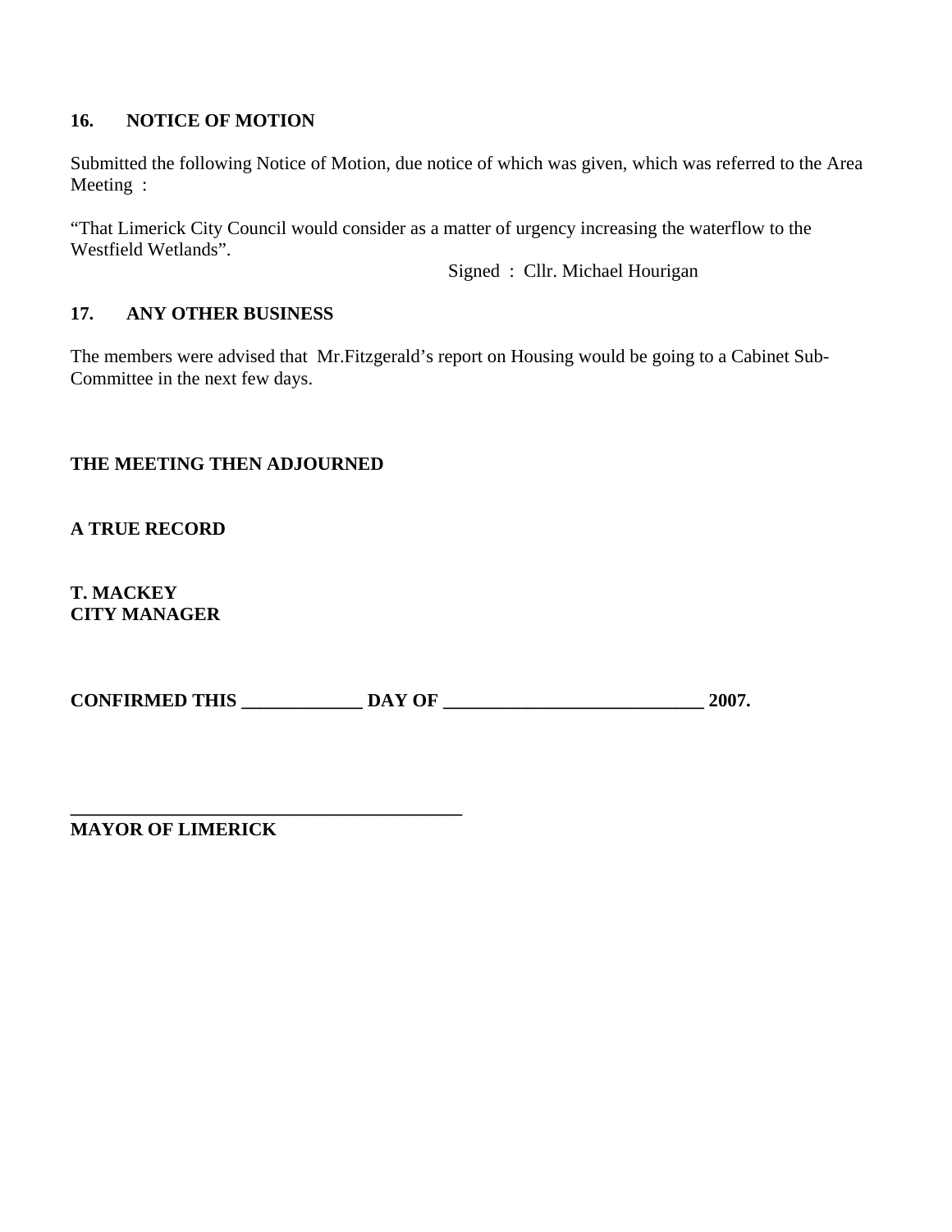## 16. NOTICE OF MOTION

Submitted the following Notice of Motion, due notice of which was given, which was referred to the Area Meeting :

"That Limerick City Council would consider as a matter of urgency increasing the waterflow to the Westfield Wetlands".

Signed : Cllr. Michael Hourigan

## 17. ANY OTHER BUSINESS

The members were advised that Mr.Fitzgerald's report on Housing would be going to a Cabinet Sub-Committee in the next few days.

**THE MEETING THEN ADJOURNED**

**A TRUE RECORD**

**T. MACKEY**
**CITY MANAGER**

**CONFIRMED THIS _____________ DAY OF ____________________________ 2007.**

**__________________________________________**
**MAYOR OF LIMERICK**